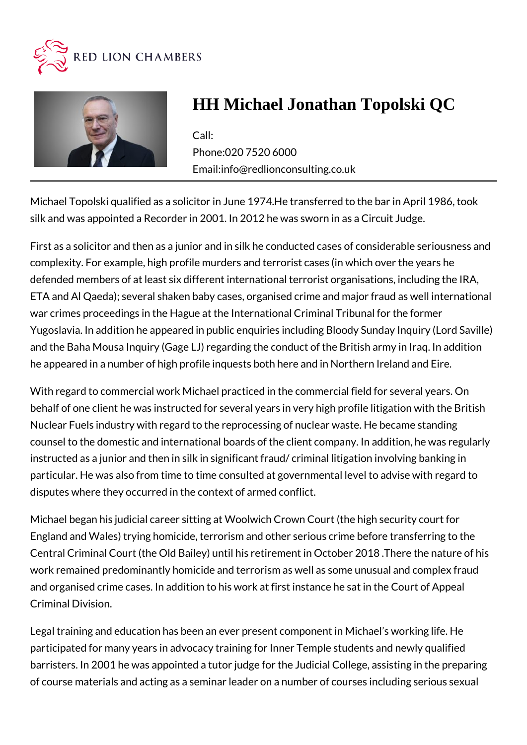RED LION CHAMBERS

# HH Michael Jonathan Topolski QC

Call:
Phone:020 7520 6000
Email:info@redlionconsulting.co.uk

Michael Topolski qualified as a solicitor in June 1974.He transferred to the bar in April 1986, took silk and was appointed a Recorder in 2001. In 2012 he was sworn in as a Circuit Judge.

First as a solicitor and then as a junior and in silk he conducted cases of considerable seriousness and complexity. For example, high profile murders and terrorist cases (in which over the years he defended members of at least six different international terrorist organisations, including the IRA, ETA and Al Qaeda); several shaken baby cases, organised crime and major fraud as well international war crimes proceedings in the Hague at the International Criminal Tribunal for the former Yugoslavia. In addition he appeared in public enquiries including Bloody Sunday Inquiry (Lord Saville) and the Baha Mousa Inquiry (Gage LJ) regarding the conduct of the British army in Iraq. In addition he appeared in a number of high profile inquests both here and in Northern Ireland and Eire.

With regard to commercial work Michael practiced in the commercial field for several years. On behalf of one client he was instructed for several years in very high profile litigation with the British Nuclear Fuels industry with regard to the reprocessing of nuclear waste. He became standing counsel to the domestic and international boards of the client company. In addition, he was regularly instructed as a junior and then in silk in significant fraud/ criminal litigation involving banking in particular. He was also from time to time consulted at governmental level to advise with regard to disputes where they occurred in the context of armed conflict.

Michael began his judicial career sitting at Woolwich Crown Court (the high security court for England and Wales) trying homicide, terrorism and other serious crime before transferring to the Central Criminal Court (the Old Bailey) until his retirement in October 2018 .There the nature of his work remained predominantly homicide and terrorism as well as some unusual and complex fraud and organised crime cases. In addition to his work at first instance he sat in the Court of Appeal Criminal Division.

Legal training and education has been an ever present component in Michael's working life. He participated for many years in advocacy training for Inner Temple students and newly qualified barristers. In 2001 he was appointed a tutor judge for the Judicial College, assisting in the preparing of course materials and acting as a seminar leader on a number of courses including serious sexual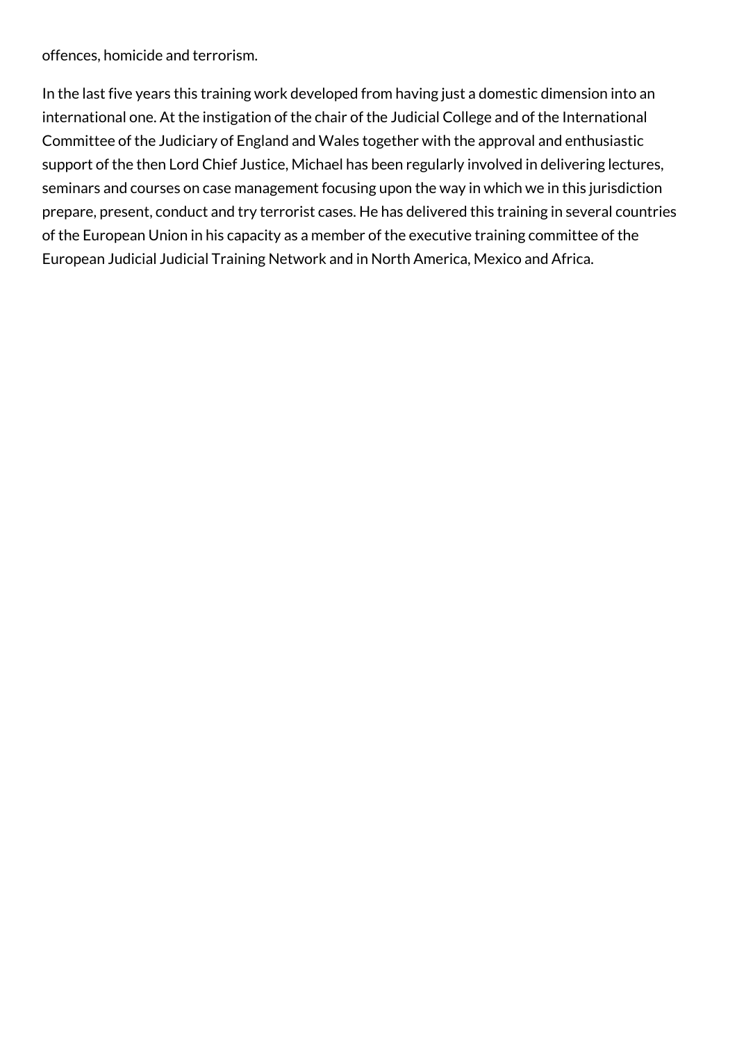offences, homicide and terrorism.

In the last five years this training work developed from having just a domestic dimension into an international one. At the instigation of the chair of the Judicial College and of the International Committee of the Judiciary of England and Wales together with the approval and enthusiastic support of the then Lord Chief Justice, Michael has been regularly involved in delivering lectures, seminars and courses on case management focusing upon the way in which we in this jurisdiction prepare, present, conduct and try terrorist cases. He has delivered this training in several countries of the European Union in his capacity as a member of the executive training committee of the European Judicial Judicial Training Network and in North America, Mexico and Africa.